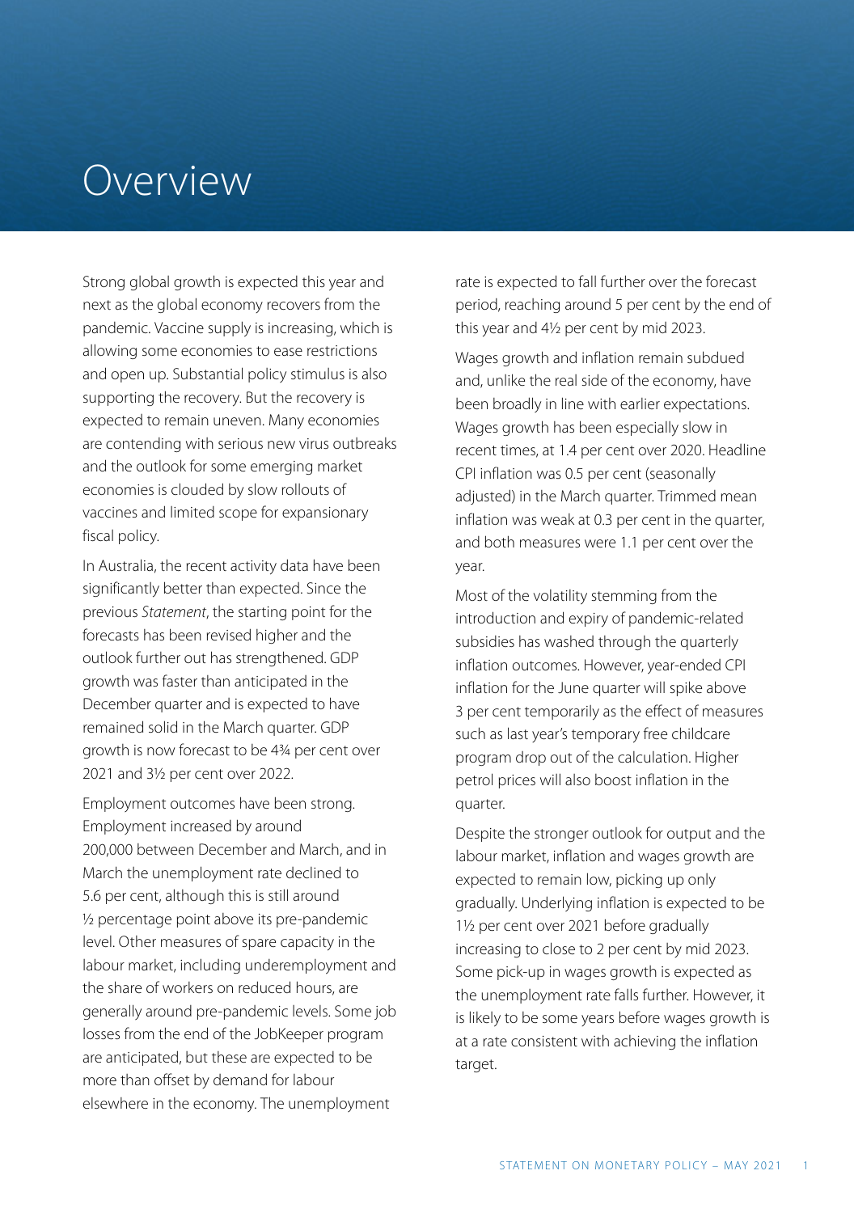# Overview

Strong global growth is expected this year and next as the global economy recovers from the pandemic. Vaccine supply is increasing, which is allowing some economies to ease restrictions and open up. Substantial policy stimulus is also supporting the recovery. But the recovery is expected to remain uneven. Many economies are contending with serious new virus outbreaks and the outlook for some emerging market economies is clouded by slow rollouts of vaccines and limited scope for expansionary fiscal policy.

In Australia, the recent activity data have been significantly better than expected. Since the previous *Statement*, the starting point for the forecasts has been revised higher and the outlook further out has strengthened. GDP growth was faster than anticipated in the December quarter and is expected to have remained solid in the March quarter. GDP growth is now forecast to be 4¾ per cent over 2021 and 3½ per cent over 2022.

Employment outcomes have been strong. Employment increased by around 200,000 between December and March, and in March the unemployment rate declined to 5.6 per cent, although this is still around ½ percentage point above its pre-pandemic level. Other measures of spare capacity in the labour market, including underemployment and the share of workers on reduced hours, are generally around pre-pandemic levels. Some job losses from the end of the JobKeeper program are anticipated, but these are expected to be more than offset by demand for labour elsewhere in the economy. The unemployment rate is expected to fall further over the forecast period, reaching around 5 per cent by the end of this year and 4½ per cent by mid 2023.

Wages growth and inflation remain subdued and, unlike the real side of the economy, have been broadly in line with earlier expectations. Wages growth has been especially slow in recent times, at 1.4 per cent over 2020. Headline CPI inflation was 0.5 per cent (seasonally adjusted) in the March quarter. Trimmed mean inflation was weak at 0.3 per cent in the quarter, and both measures were 1.1 per cent over the year.

Most of the volatility stemming from the introduction and expiry of pandemic-related subsidies has washed through the quarterly inflation outcomes. However, year-ended CPI inflation for the June quarter will spike above 3 per cent temporarily as the effect of measures such as last year's temporary free childcare program drop out of the calculation. Higher petrol prices will also boost inflation in the quarter.

Despite the stronger outlook for output and the labour market, inflation and wages growth are expected to remain low, picking up only gradually. Underlying inflation is expected to be 1½ per cent over 2021 before gradually increasing to close to 2 per cent by mid 2023. Some pick-up in wages growth is expected as the unemployment rate falls further. However, it is likely to be some years before wages growth is at a rate consistent with achieving the inflation target.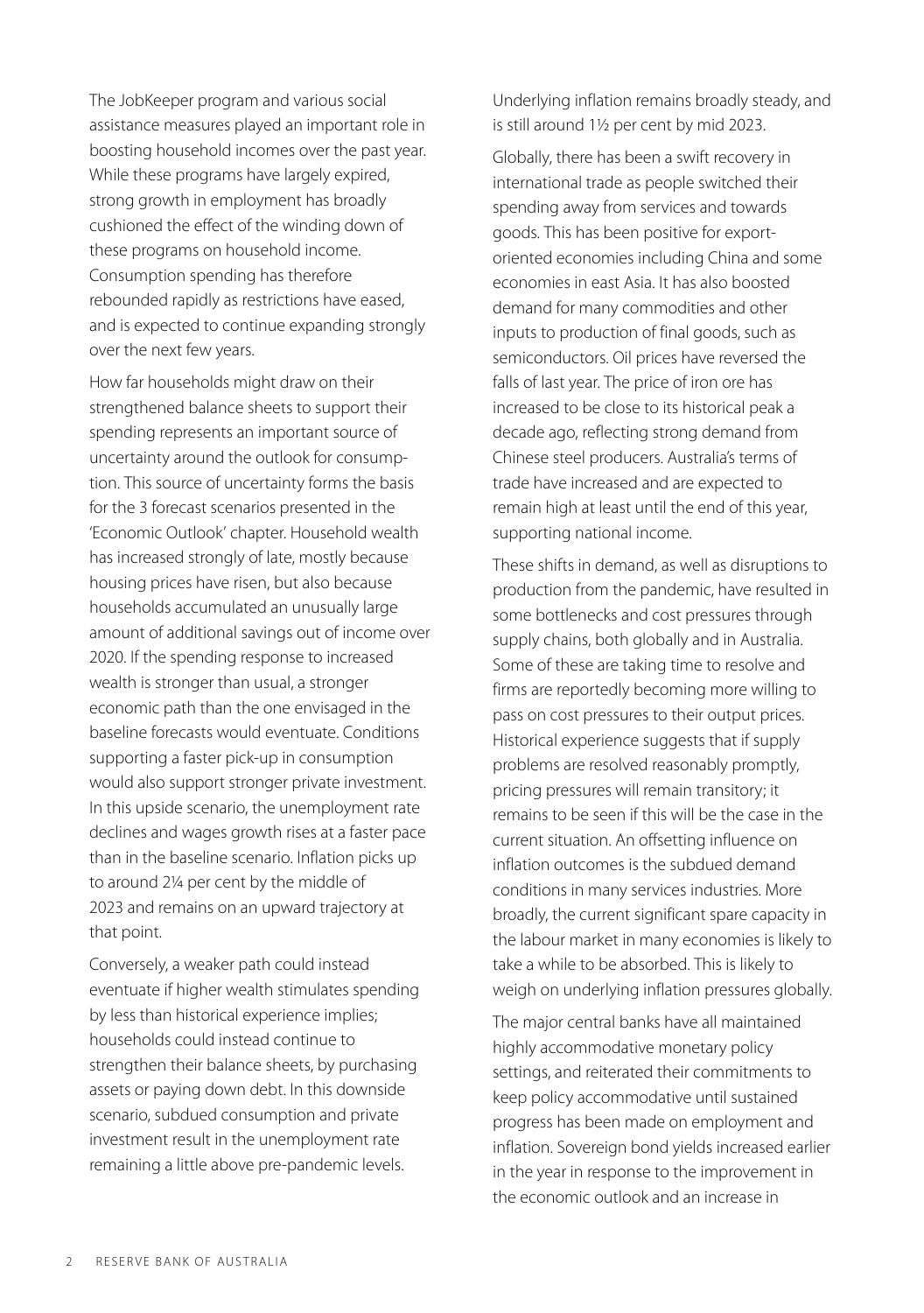The JobKeeper program and various social assistance measures played an important role in boosting household incomes over the past year. While these programs have largely expired, strong growth in employment has broadly cushioned the effect of the winding down of these programs on household income. Consumption spending has therefore rebounded rapidly as restrictions have eased, and is expected to continue expanding strongly over the next few years.

How far households might draw on their strengthened balance sheets to support their spending represents an important source of uncertainty around the outlook for consumption. This source of uncertainty forms the basis for the 3 forecast scenarios presented in the 'Economic Outlook' chapter. Household wealth has increased strongly of late, mostly because housing prices have risen, but also because households accumulated an unusually large amount of additional savings out of income over 2020. If the spending response to increased wealth is stronger than usual, a stronger economic path than the one envisaged in the baseline forecasts would eventuate. Conditions supporting a faster pick-up in consumption would also support stronger private investment. In this upside scenario, the unemployment rate declines and wages growth rises at a faster pace than in the baseline scenario. Inflation picks up to around 2¼ per cent by the middle of 2023 and remains on an upward trajectory at that point.

Conversely, a weaker path could instead eventuate if higher wealth stimulates spending by less than historical experience implies; households could instead continue to strengthen their balance sheets, by purchasing assets or paying down debt. In this downside scenario, subdued consumption and private investment result in the unemployment rate remaining a little above pre-pandemic levels. Underlying inflation remains broadly steady, and is still around 1½ per cent by mid 2023.

Globally, there has been a swift recovery in international trade as people switched their spending away from services and towards goods. This has been positive for export-oriented economies including China and some economies in east Asia. It has also boosted demand for many commodities and other inputs to production of final goods, such as semiconductors. Oil prices have reversed the falls of last year. The price of iron ore has increased to be close to its historical peak a decade ago, reflecting strong demand from Chinese steel producers. Australia's terms of trade have increased and are expected to remain high at least until the end of this year, supporting national income.

These shifts in demand, as well as disruptions to production from the pandemic, have resulted in some bottlenecks and cost pressures through supply chains, both globally and in Australia. Some of these are taking time to resolve and firms are reportedly becoming more willing to pass on cost pressures to their output prices. Historical experience suggests that if supply problems are resolved reasonably promptly, pricing pressures will remain transitory; it remains to be seen if this will be the case in the current situation. An offsetting influence on inflation outcomes is the subdued demand conditions in many services industries. More broadly, the current significant spare capacity in the labour market in many economies is likely to take a while to be absorbed. This is likely to weigh on underlying inflation pressures globally.

The major central banks have all maintained highly accommodative monetary policy settings, and reiterated their commitments to keep policy accommodative until sustained progress has been made on employment and inflation. Sovereign bond yields increased earlier in the year in response to the improvement in the economic outlook and an increase in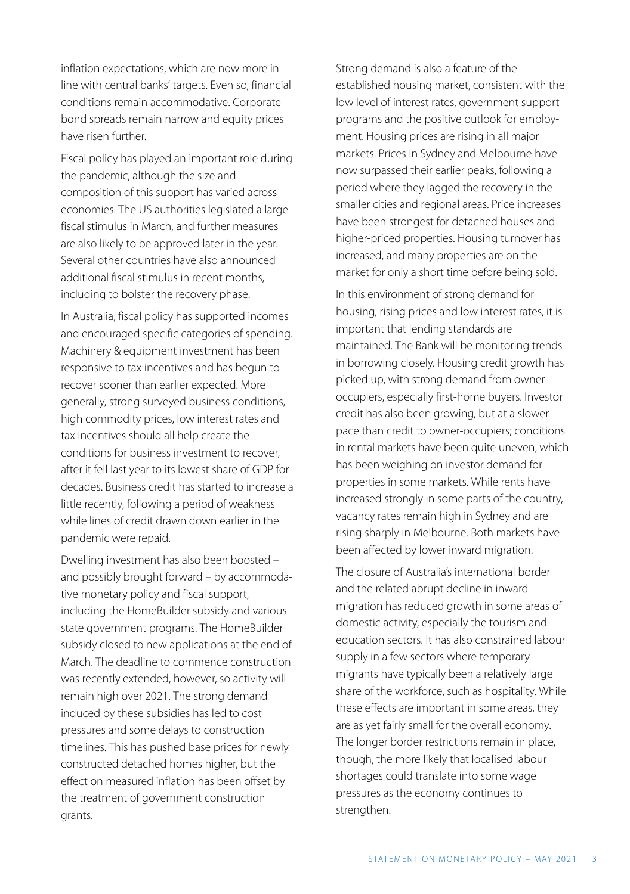inflation expectations, which are now more in line with central banks' targets. Even so, financial conditions remain accommodative. Corporate bond spreads remain narrow and equity prices have risen further.

Fiscal policy has played an important role during the pandemic, although the size and composition of this support has varied across economies. The US authorities legislated a large fiscal stimulus in March, and further measures are also likely to be approved later in the year. Several other countries have also announced additional fiscal stimulus in recent months, including to bolster the recovery phase.

In Australia, fiscal policy has supported incomes and encouraged specific categories of spending. Machinery & equipment investment has been responsive to tax incentives and has begun to recover sooner than earlier expected. More generally, strong surveyed business conditions, high commodity prices, low interest rates and tax incentives should all help create the conditions for business investment to recover, after it fell last year to its lowest share of GDP for decades. Business credit has started to increase a little recently, following a period of weakness while lines of credit drawn down earlier in the pandemic were repaid.

Dwelling investment has also been boosted – and possibly brought forward – by accommodative monetary policy and fiscal support, including the HomeBuilder subsidy and various state government programs. The HomeBuilder subsidy closed to new applications at the end of March. The deadline to commence construction was recently extended, however, so activity will remain high over 2021. The strong demand induced by these subsidies has led to cost pressures and some delays to construction timelines. This has pushed base prices for newly constructed detached homes higher, but the effect on measured inflation has been offset by the treatment of government construction grants.

Strong demand is also a feature of the established housing market, consistent with the low level of interest rates, government support programs and the positive outlook for employment. Housing prices are rising in all major markets. Prices in Sydney and Melbourne have now surpassed their earlier peaks, following a period where they lagged the recovery in the smaller cities and regional areas. Price increases have been strongest for detached houses and higher-priced properties. Housing turnover has increased, and many properties are on the market for only a short time before being sold.

In this environment of strong demand for housing, rising prices and low interest rates, it is important that lending standards are maintained. The Bank will be monitoring trends in borrowing closely. Housing credit growth has picked up, with strong demand from owner-occupiers, especially first-home buyers. Investor credit has also been growing, but at a slower pace than credit to owner-occupiers; conditions in rental markets have been quite uneven, which has been weighing on investor demand for properties in some markets. While rents have increased strongly in some parts of the country, vacancy rates remain high in Sydney and are rising sharply in Melbourne. Both markets have been affected by lower inward migration.

The closure of Australia's international border and the related abrupt decline in inward migration has reduced growth in some areas of domestic activity, especially the tourism and education sectors. It has also constrained labour supply in a few sectors where temporary migrants have typically been a relatively large share of the workforce, such as hospitality. While these effects are important in some areas, they are as yet fairly small for the overall economy. The longer border restrictions remain in place, though, the more likely that localised labour shortages could translate into some wage pressures as the economy continues to strengthen.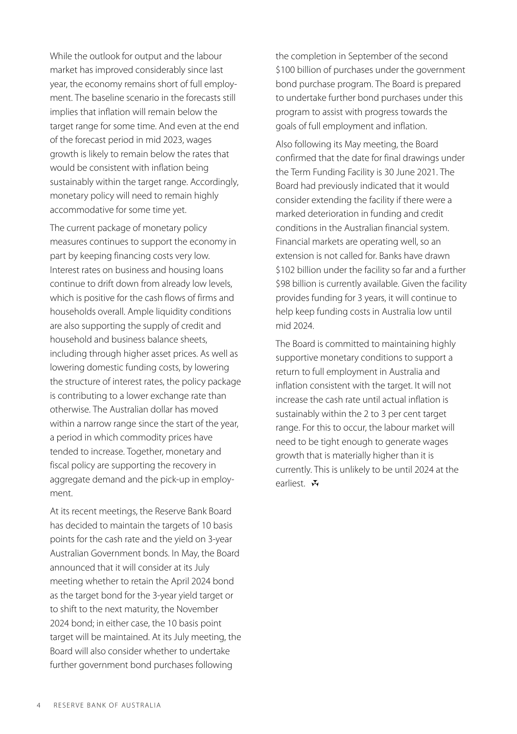While the outlook for output and the labour market has improved considerably since last year, the economy remains short of full employment. The baseline scenario in the forecasts still implies that inflation will remain below the target range for some time. And even at the end of the forecast period in mid 2023, wages growth is likely to remain below the rates that would be consistent with inflation being sustainably within the target range. Accordingly, monetary policy will need to remain highly accommodative for some time yet.

The current package of monetary policy measures continues to support the economy in part by keeping financing costs very low. Interest rates on business and housing loans continue to drift down from already low levels, which is positive for the cash flows of firms and households overall. Ample liquidity conditions are also supporting the supply of credit and household and business balance sheets, including through higher asset prices. As well as lowering domestic funding costs, by lowering the structure of interest rates, the policy package is contributing to a lower exchange rate than otherwise. The Australian dollar has moved within a narrow range since the start of the year, a period in which commodity prices have tended to increase. Together, monetary and fiscal policy are supporting the recovery in aggregate demand and the pick-up in employment.

At its recent meetings, the Reserve Bank Board has decided to maintain the targets of 10 basis points for the cash rate and the yield on 3-year Australian Government bonds. In May, the Board announced that it will consider at its July meeting whether to retain the April 2024 bond as the target bond for the 3-year yield target or to shift to the next maturity, the November 2024 bond; in either case, the 10 basis point target will be maintained. At its July meeting, the Board will also consider whether to undertake further government bond purchases following the completion in September of the second \$100 billion of purchases under the government bond purchase program. The Board is prepared to undertake further bond purchases under this program to assist with progress towards the goals of full employment and inflation.

Also following its May meeting, the Board confirmed that the date for final drawings under the Term Funding Facility is 30 June 2021. The Board had previously indicated that it would consider extending the facility if there were a marked deterioration in funding and credit conditions in the Australian financial system. Financial markets are operating well, so an extension is not called for. Banks have drawn \$102 billion under the facility so far and a further \$98 billion is currently available. Given the facility provides funding for 3 years, it will continue to help keep funding costs in Australia low until mid 2024.

The Board is committed to maintaining highly supportive monetary conditions to support a return to full employment in Australia and inflation consistent with the target. It will not increase the cash rate until actual inflation is sustainably within the 2 to 3 per cent target range. For this to occur, the labour market will need to be tight enough to generate wages growth that is materially higher than it is currently. This is unlikely to be until 2024 at the earliest.